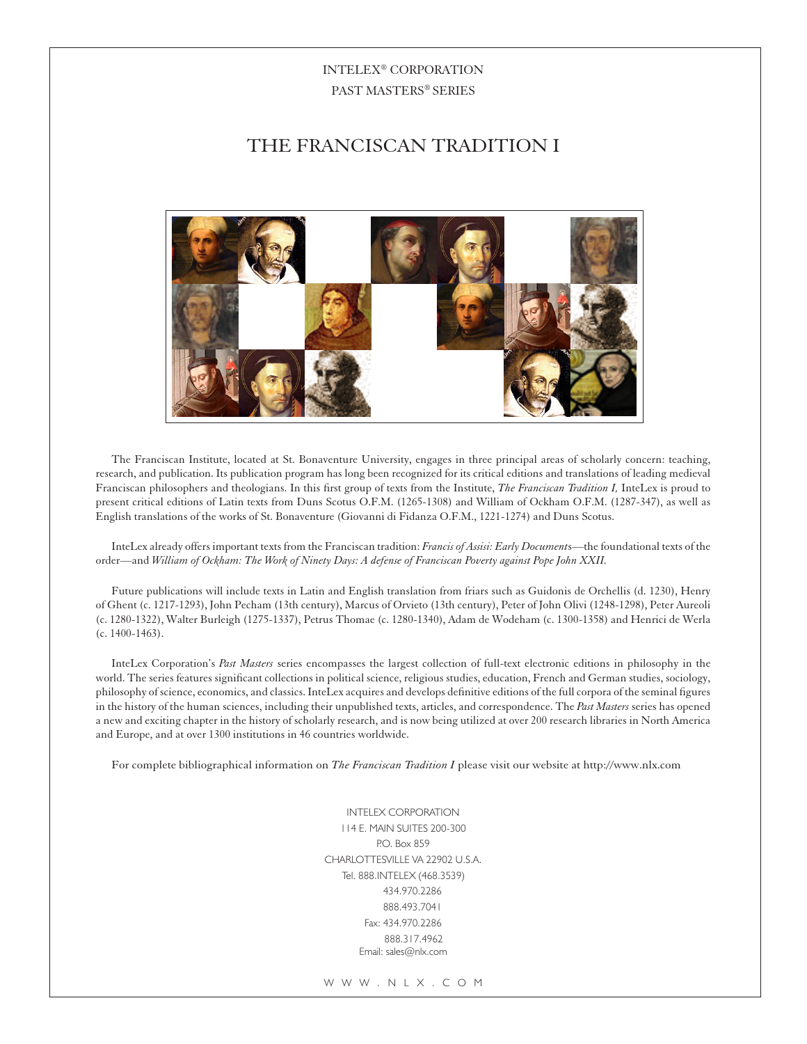INTELEX® CORPORATION
PAST MASTERS® SERIES

# THE FRANCISCAN TRADITION I

The Franciscan Institute, located at St. Bonaventure University, engages in three principal areas of scholarly concern: teaching, research, and publication. Its publication program has long been recognized for its critical editions and translations of leading medieval Franciscan philosophers and theologians. In this first group of texts from the Institute, *The Franciscan Tradition I,* InteLex is proud to present critical editions of Latin texts from Duns Scotus O.F.M. (1265-1308) and William of Ockham O.F.M. (1287-347), as well as English translations of the works of St. Bonaventure (Giovanni di Fidanza O.F.M., 1221-1274) and Duns Scotus.

InteLex already offers important texts from the Franciscan tradition: *Francis of Assisi: Early Documents*—the foundational texts of the order—and *William of Ockham: The Work of Ninety Days: A defense of Franciscan Poverty against Pope John XXII.*

Future publications will include texts in Latin and English translation from friars such as Guidonis de Orchellis (d. 1230), Henry of Ghent (c. 1217-1293), John Pecham (13th century), Marcus of Orvieto (13th century), Peter of John Olivi (1248-1298), Peter Aureoli (c. 1280-1322), Walter Burleigh (1275-1337), Petrus Thomae (c. 1280-1340), Adam de Wodeham (c. 1300-1358) and Henrici de Werla (c. 1400-1463).

InteLex Corporation's *Past Masters* series encompasses the largest collection of full-text electronic editions in philosophy in the world. The series features significant collections in political science, religious studies, education, French and German studies, sociology, philosophy of science, economics, and classics. InteLex acquires and develops definitive editions of the full corpora of the seminal figures in the history of the human sciences, including their unpublished texts, articles, and correspondence. The *Past Masters* series has opened a new and exciting chapter in the history of scholarly research, and is now being utilized at over 200 research libraries in North America and Europe, and at over 1300 institutions in 46 countries worldwide.

For complete bibliographical information on *The Franciscan Tradition I* please visit our website at http://www.nlx.com

INTELEX CORPORATION
114 E. MAIN SUITES 200-300
P.O. Box 859
CHARLOTTESVILLE VA 22902 U.S.A.
Tel. 888.INTELEX (468.3539)
434.970.2286
888.493.7041
Fax: 434.970.2286
888.317.4962
Email: sales@nlx.com

W W W . N L X . C O M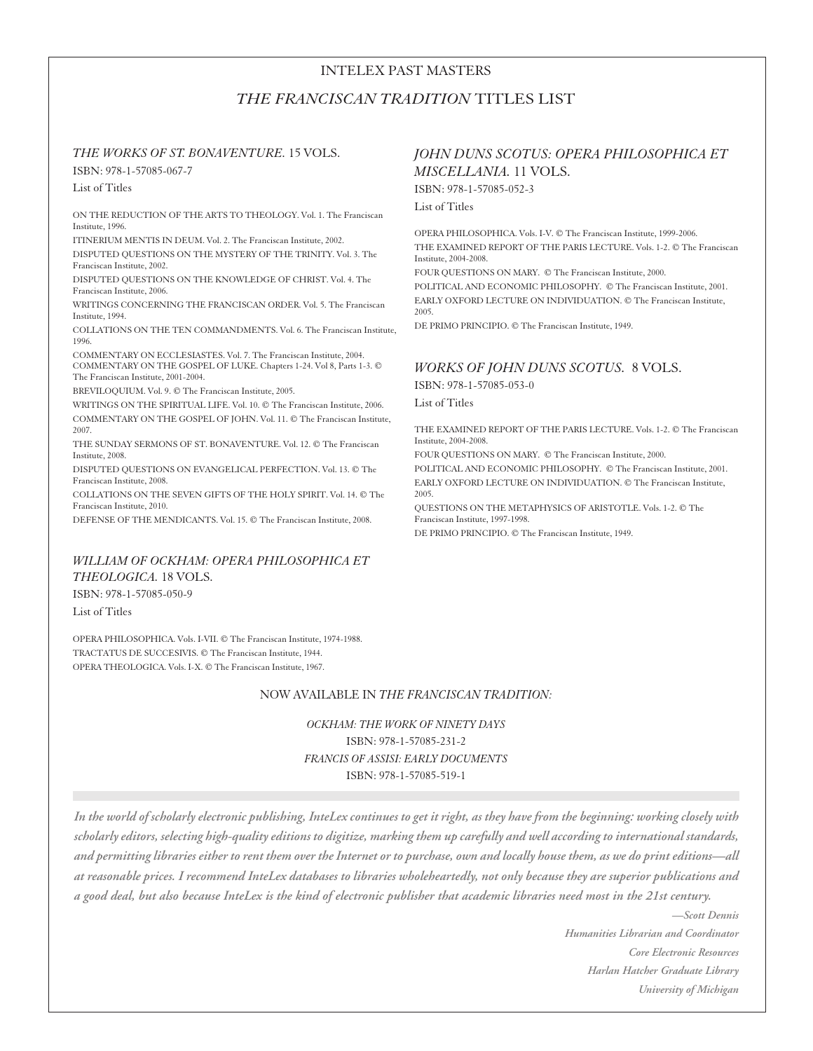INTELEX PAST MASTERS

# *THE FRANCISCAN TRADITION* TITLES LIST

## *THE WORKS OF ST. BONAVENTURE.* 15 VOLS.

ISBN: 978-1-57085-067-7

List of Titles

ON THE REDUCTION OF THE ARTS TO THEOLOGY. Vol. 1. The Franciscan Institute, 1996.

ITINERIUM MENTIS IN DEUM. Vol. 2. The Franciscan Institute, 2002.

DISPUTED QUESTIONS ON THE MYSTERY OF THE TRINITY. Vol. 3. The Franciscan Institute, 2002.

DISPUTED QUESTIONS ON THE KNOWLEDGE OF CHRIST. Vol. 4. The Franciscan Institute, 2006.

WRITINGS CONCERNING THE FRANCISCAN ORDER. Vol. 5. The Franciscan Institute, 1994.

COLLATIONS ON THE TEN COMMANDMENTS. Vol. 6. The Franciscan Institute, 1996.

COMMENTARY ON ECCLESIASTES. Vol. 7. The Franciscan Institute, 2004.

COMMENTARY ON THE GOSPEL OF LUKE. Chapters 1-24. Vol 8, Parts 1-3. © The Franciscan Institute, 2001-2004.

BREVILOQUIUM. Vol. 9. © The Franciscan Institute, 2005.

WRITINGS ON THE SPIRITUAL LIFE. Vol. 10. © The Franciscan Institute, 2006.

COMMENTARY ON THE GOSPEL OF JOHN. Vol. 11. © The Franciscan Institute, 2007.

THE SUNDAY SERMONS OF ST. BONAVENTURE. Vol. 12. © The Franciscan Institute, 2008.

DISPUTED QUESTIONS ON EVANGELICAL PERFECTION. Vol. 13. © The Franciscan Institute, 2008.

COLLATIONS ON THE SEVEN GIFTS OF THE HOLY SPIRIT. Vol. 14. © The Franciscan Institute, 2010.

DEFENSE OF THE MENDICANTS. Vol. 15. © The Franciscan Institute, 2008.

## *WILLIAM OF OCKHAM: OPERA PHILOSOPHICA ET THEOLOGICA.* 18 VOLS.

ISBN: 978-1-57085-050-9

List of Titles

OPERA PHILOSOPHICA. Vols. I-VII. © The Franciscan Institute, 1974-1988.

TRACTATUS DE SUCCESIVIS. © The Franciscan Institute, 1944.

OPERA THEOLOGICA. Vols. I-X. © The Franciscan Institute, 1967.

## *JOHN DUNS SCOTUS: OPERA PHILOSOPHICA ET MISCELLANIA.* 11 VOLS.

ISBN: 978-1-57085-052-3

List of Titles

OPERA PHILOSOPHICA. Vols. I-V. © The Franciscan Institute, 1999-2006.

THE EXAMINED REPORT OF THE PARIS LECTURE. Vols. 1-2. © The Franciscan Institute, 2004-2008.

FOUR QUESTIONS ON MARY. © The Franciscan Institute, 2000.

POLITICAL AND ECONOMIC PHILOSOPHY. © The Franciscan Institute, 2001.

EARLY OXFORD LECTURE ON INDIVIDUATION. © The Franciscan Institute, 2005.

DE PRIMO PRINCIPIO. © The Franciscan Institute, 1949.

## *WORKS OF JOHN DUNS SCOTUS.* 8 VOLS.

ISBN: 978-1-57085-053-0

List of Titles

THE EXAMINED REPORT OF THE PARIS LECTURE. Vols. 1-2. © The Franciscan Institute, 2004-2008.

FOUR QUESTIONS ON MARY. © The Franciscan Institute, 2000.

POLITICAL AND ECONOMIC PHILOSOPHY. © The Franciscan Institute, 2001.

EARLY OXFORD LECTURE ON INDIVIDUATION. © The Franciscan Institute, 2005.

QUESTIONS ON THE METAPHYSICS OF ARISTOTLE. Vols. 1-2. © The Franciscan Institute, 1997-1998.

DE PRIMO PRINCIPIO. © The Franciscan Institute, 1949.

## NOW AVAILABLE IN *THE FRANCISCAN TRADITION:*

*OCKHAM: THE WORK OF NINETY DAYS*
ISBN: 978-1-57085-231-2

*FRANCIS OF ASSISI: EARLY DOCUMENTS*
ISBN: 978-1-57085-519-1

***In the world of scholarly electronic publishing, InteLex continues to get it right, as they have from the beginning: working closely with scholarly editors, selecting high-quality editions to digitize, marking them up carefully and well according to international standards, and permitting libraries either to rent them over the Internet or to purchase, own and locally house them, as we do print editions—all at reasonable prices. I recommend InteLex databases to libraries wholeheartedly, not only because they are superior publications and a good deal, but also because InteLex is the kind of electronic publisher that academic libraries need most in the 21st century.***

*—Scott Dennis*
*Humanities Librarian and Coordinator*
*Core Electronic Resources*
*Harlan Hatcher Graduate Library*
*University of Michigan*